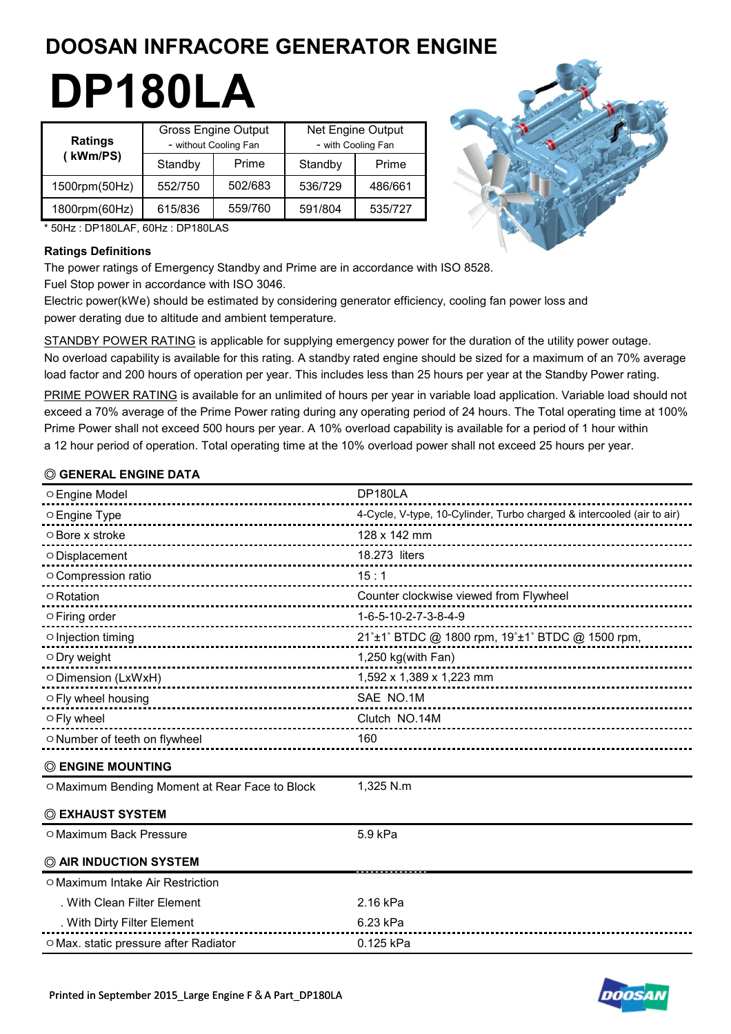# DOOSAN INFRACORE GENERATOR ENGINE

# DP180LA

| Ratings ( kWm/PS) | Gross Engine Output - without Cooling Fan | | Net Engine Output - with Cooling Fan | |
|---|---|---|---|---|
| | Standby | Prime | Standby | Prime |
| 1500rpm(50Hz) | 552/750 | 502/683 | 536/729 | 486/661 |
| 1800rpm(60Hz) | 615/836 | 559/760 | 591/804 | 535/727 |

* 50Hz : DP180LAF, 60Hz : DP180LAS

**Ratings Definitions**

The power ratings of Emergency Standby and Prime are in accordance with ISO 8528.
Fuel Stop power in accordance with ISO 3046.
Electric power(kWe) should be estimated by considering generator efficiency, cooling fan power loss and power derating due to altitude and ambient temperature.

STANDBY POWER RATING is applicable for supplying emergency power for the duration of the utility power outage. No overload capability is available for this rating. A standby rated engine should be sized for a maximum of an 70% average load factor and 200 hours of operation per year. This includes less than 25 hours per year at the Standby Power rating.

PRIME POWER RATING is available for an unlimited of hours per year in variable load application. Variable load should not exceed a 70% average of the Prime Power rating during any operating period of 24 hours. The Total operating time at 100% Prime Power shall not exceed 500 hours per year. A 10% overload capability is available for a period of 1 hour within a 12 hour period of operation. Total operating time at the 10% overload power shall not exceed 25 hours per year.

## ◎ GENERAL ENGINE DATA

| | |
|---|---|
| ○ Engine Model | DP180LA |
| ○ Engine Type | 4-Cycle, V-type, 10-Cylinder, Turbo charged & intercooled (air to air) |
| ○ Bore x stroke | 128 x 142 mm |
| ○ Displacement | 18.273 liters |
| ○ Compression ratio | 15 : 1 |
| ○ Rotation | Counter clockwise viewed from Flywheel |
| ○ Firing order | 1-6-5-10-2-7-3-8-4-9 |
| ○ Injection timing | 21˚±1˚ BTDC @ 1800 rpm, 19˚±1˚ BTDC @ 1500 rpm, |
| ○ Dry weight | 1,250 kg(with Fan) |
| ○ Dimension (LxWxH) | 1,592 x 1,389 x 1,223 mm |
| ○ Fly wheel housing | SAE NO.1M |
| ○ Fly wheel | Clutch NO.14M |
| ○ Number of teeth on flywheel | 160 |

## ◎ ENGINE MOUNTING

| | |
|---|---|
| ○ Maximum Bending Moment at Rear Face to Block | 1,325 N.m |

## ◎ EXHAUST SYSTEM

| | |
|---|---|
| ○ Maximum Back Pressure | 5.9 kPa |

## ◎ AIR INDUCTION SYSTEM

| | |
|---|---|
| ○ Maximum Intake Air Restriction | |
| . With Clean Filter Element | 2.16 kPa |
| . With Dirty Filter Element | 6.23 kPa |
| ○ Max. static pressure after Radiator | 0.125 kPa |

Printed in September 2015_Large Engine F & A Part_DP180LA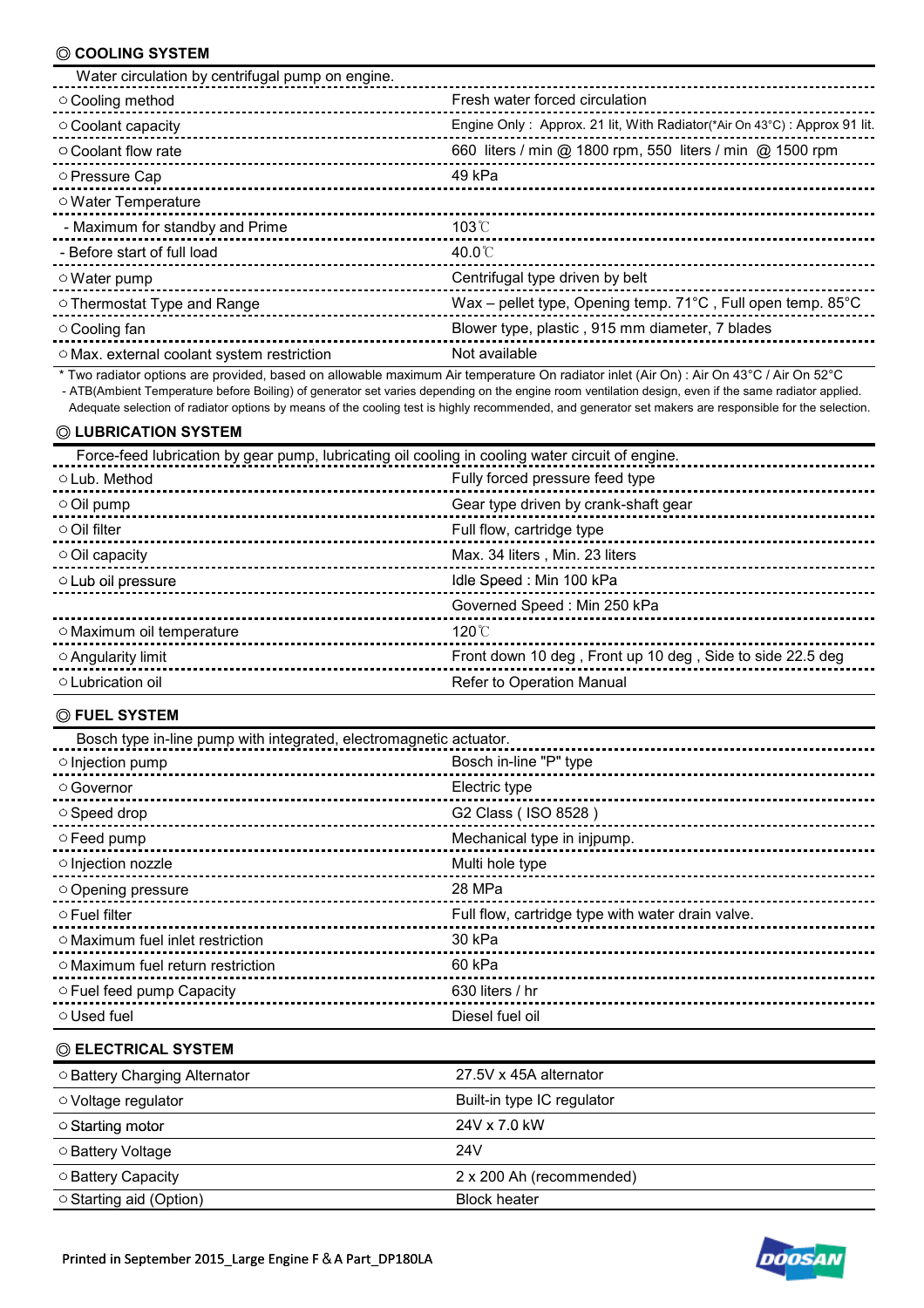## ◎ COOLING SYSTEM

Water circulation by centrifugal pump on engine.

| | |
|---|---|
| ○ Cooling method | Fresh water forced circulation |
| ○ Coolant capacity | Engine Only : Approx. 21 lit, With Radiator(*Air On 43°C) : Approx 91 lit. |
| ○ Coolant flow rate | 660 liters / min @ 1800 rpm, 550 liters / min @ 1500 rpm |
| ○ Pressure Cap | 49 kPa |
| ○ Water Temperature | |
| - Maximum for standby and Prime | 103℃ |
| - Before start of full load | 40.0℃ |
| ○ Water pump | Centrifugal type driven by belt |
| ○ Thermostat Type and Range | Wax – pellet type, Opening temp. 71°C , Full open temp. 85°C |
| ○ Cooling fan | Blower type, plastic , 915 mm diameter, 7 blades |
| ○ Max. external coolant system restriction | Not available |

\* Two radiator options are provided, based on allowable maximum Air temperature On radiator inlet (Air On) : Air On 43°C / Air On 52°C
- ATB(Ambient Temperature before Boiling) of generator set varies depending on the engine room ventilation design, even if the same radiator applied. Adequate selection of radiator options by means of the cooling test is highly recommended, and generator set makers are responsible for the selection.

## ◎ LUBRICATION SYSTEM

Force-feed lubrication by gear pump, lubricating oil cooling in cooling water circuit of engine.

| | |
|---|---|
| ○ Lub. Method | Fully forced pressure feed type |
| ○ Oil pump | Gear type driven by crank-shaft gear |
| ○ Oil filter | Full flow, cartridge type |
| ○ Oil capacity | Max. 34 liters , Min. 23 liters |
| ○ Lub oil pressure | Idle Speed : Min 100 kPa |
| | Governed Speed : Min 250 kPa |
| ○ Maximum oil temperature | 120℃ |
| ○ Angularity limit | Front down 10 deg , Front up 10 deg , Side to side 22.5 deg |
| ○ Lubrication oil | Refer to Operation Manual |

## ◎ FUEL SYSTEM

Bosch type in-line pump with integrated, electromagnetic actuator.

| | |
|---|---|
| ○ Injection pump | Bosch in-line "P" type |
| ○ Governor | Electric type |
| ○ Speed drop | G2 Class ( ISO 8528 ) |
| ○ Feed pump | Mechanical type in injpump. |
| ○ Injection nozzle | Multi hole type |
| ○ Opening pressure | 28 MPa |
| ○ Fuel filter | Full flow, cartridge type with water drain valve. |
| ○ Maximum fuel inlet restriction | 30 kPa |
| ○ Maximum fuel return restriction | 60 kPa |
| ○ Fuel feed pump Capacity | 630 liters / hr |
| ○ Used fuel | Diesel fuel oil |

## ◎ ELECTRICAL SYSTEM

| | |
|---|---|
| ○ Battery Charging Alternator | 27.5V x 45A alternator |
| ○ Voltage regulator | Built-in type IC regulator |
| ○ Starting motor | 24V x 7.0 kW |
| ○ Battery Voltage | 24V |
| ○ Battery Capacity | 2 x 200 Ah (recommended) |
| ○ Starting aid (Option) | Block heater |

Printed in September 2015_Large Engine F & A Part_DP180LA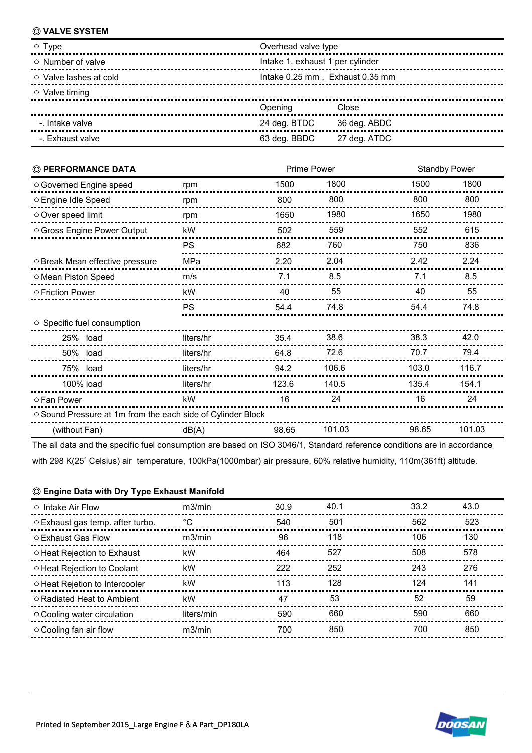## ◎ VALVE SYSTEM

| | | |
|---|---|---|
| ○ Type | Overhead valve type | |
| ○ Number of valve | Intake 1, exhaust 1 per cylinder | |
| ○ Valve lashes at cold | Intake 0.25 mm , Exhaust 0.35 mm | |
| ○ Valve timing | | |
| | Opening | Close |
| -. Intake valve | 24 deg. BTDC | 36 deg. ABDC |
| -. Exhaust valve | 63 deg. BBDC | 27 deg. ATDC |

## ◎ PERFORMANCE DATA

| | | Prime Power | | Standby Power | |
|---|---|---|---|---|---|
| ○ Governed Engine speed | rpm | 1500 | 1800 | 1500 | 1800 |
| ○ Engine Idle Speed | rpm | 800 | 800 | 800 | 800 |
| ○ Over speed limit | rpm | 1650 | 1980 | 1650 | 1980 |
| ○ Gross Engine Power Output | kW | 502 | 559 | 552 | 615 |
| | PS | 682 | 760 | 750 | 836 |
| ○ Break Mean effective pressure | MPa | 2.20 | 2.04 | 2.42 | 2.24 |
| ○ Mean Piston Speed | m/s | 7.1 | 8.5 | 7.1 | 8.5 |
| ○ Friction Power | kW | 40 | 55 | 40 | 55 |
| | PS | 54.4 | 74.8 | 54.4 | 74.8 |
| ○ Specific fuel consumption | | | | | |
| 25% load | liters/hr | 35.4 | 38.6 | 38.3 | 42.0 |
| 50% load | liters/hr | 64.8 | 72.6 | 70.7 | 79.4 |
| 75% load | liters/hr | 94.2 | 106.6 | 103.0 | 116.7 |
| 100% load | liters/hr | 123.6 | 140.5 | 135.4 | 154.1 |
| ○ Fan Power | kW | 16 | 24 | 16 | 24 |
| ○ Sound Pressure at 1m from the each side of Cylinder Block | | | | | |
| (without Fan) | dB(A) | 98.65 | 101.03 | 98.65 | 101.03 |

The all data and the specific fuel consumption are based on ISO 3046/1, Standard reference conditions are in accordance with 298 K(25° Celsius) air temperature, 100kPa(1000mbar) air pressure, 60% relative humidity, 110m(361ft) altitude.

## ◎ Engine Data with Dry Type Exhaust Manifold

| | | | | | |
|---|---|---|---|---|---|
| ○ Intake Air Flow | m3/min | 30.9 | 40.1 | 33.2 | 43.0 |
| ○ Exhaust gas temp. after turbo. | °C | 540 | 501 | 562 | 523 |
| ○ Exhaust Gas Flow | m3/min | 96 | 118 | 106 | 130 |
| ○ Heat Rejection to Exhaust | kW | 464 | 527 | 508 | 578 |
| ○ Heat Rejection to Coolant | kW | 222 | 252 | 243 | 276 |
| ○ Heat Rejetion to Intercooler | kW | 113 | 128 | 124 | 141 |
| ○ Radiated Heat to Ambient | kW | 47 | 53 | 52 | 59 |
| ○ Cooling water circulation | liters/min | 590 | 660 | 590 | 660 |
| ○ Cooling fan air flow | m3/min | 700 | 850 | 700 | 850 |

Printed in September 2015_Large Engine F & A Part_DP180LA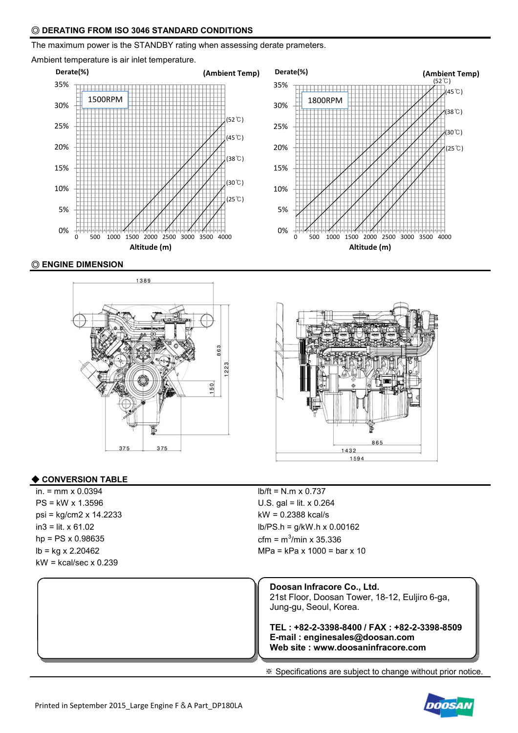## ◎ DERATING FROM ISO 3046 STANDARD CONDITIONS

The maximum power is the STANDBY rating when assessing derate prameters.

Ambient temperature is air inlet temperature.

Derate(%)
(Ambient Temp)
1500RPM
35%
30%
25%
20%
15%
10%
5%
0%
(52℃)
(45℃)
(38℃)
(30℃)
(25℃)
0 500 1000 1500 2000 2500 3000 3500 4000
Altitude (m)

Derate(%)
(Ambient Temp)
1800RPM
35%
30%
25%
20%
15%
10%
5%
0%
(52℃)
(45℃)
(38℃)
(30℃)
(25℃)
0 500 1000 1500 2000 2500 3000 3500 4000
Altitude (m)

## ◎ ENGINE DIMENSION

1389
863
1223
150
375
375

865
1432
1594

## ◆ CONVERSION TABLE

in. = mm x 0.0394
PS = kW x 1.3596
psi = kg/cm2 x 14.2233
in3 = lit. x 61.02
hp = PS x 0.98635
lb = kg x 2.20462
kW = kcal/sec x 0.239

lb/ft = N.m x 0.737
U.S. gal = lit. x 0.264
kW = 0.2388 kcal/s
lb/PS.h = g/kW.h x 0.00162
cfm = $m^3$/min x 35.336
MPa = kPa x 1000 = bar x 10

**Doosan Infracore Co., Ltd.**
21st Floor, Doosan Tower, 18-12, Euljiro 6-ga,
Jung-gu, Seoul, Korea.

**TEL : +82-2-3398-8400 / FAX : +82-2-3398-8509**
**E-mail : enginesales@doosan.com**
**Web site : www.doosaninfracore.com**

※ Specifications are subject to change without prior notice.

Printed in September 2015_Large Engine F & A Part_DP180LA

DOOSAN